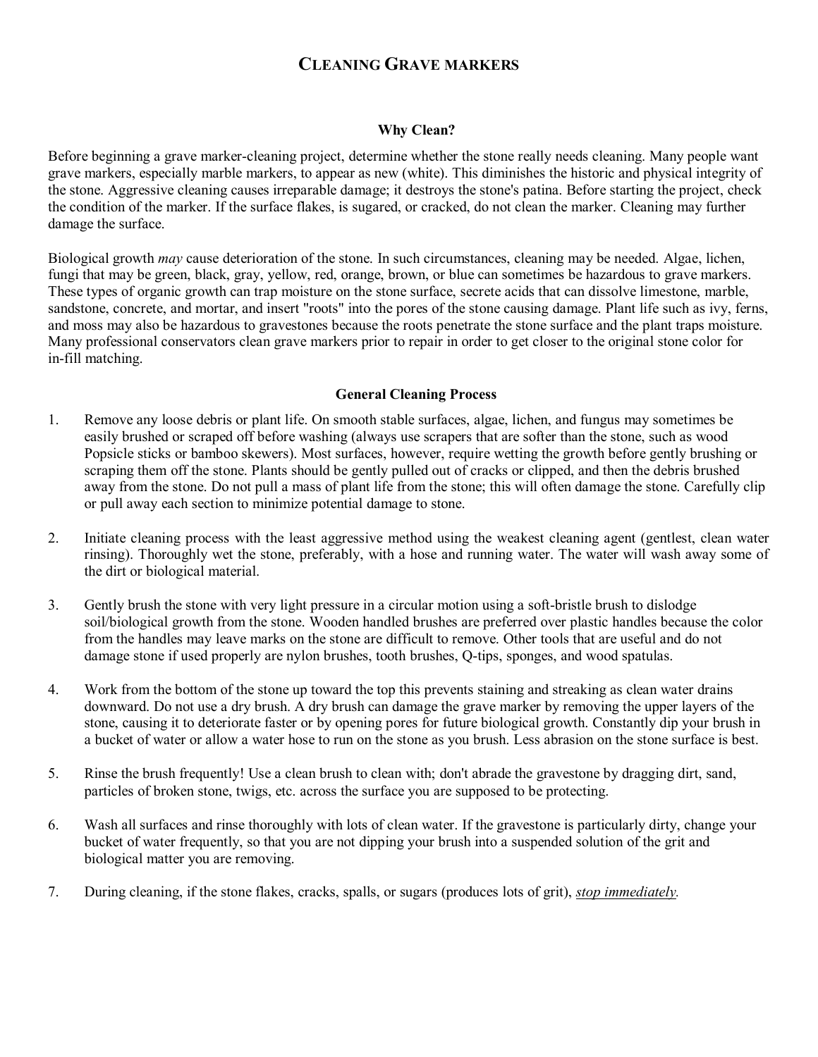# Cleaning Grave markers

## Why Clean?

Before beginning a grave marker-cleaning project, determine whether the stone really needs cleaning. Many people want grave markers, especially marble markers, to appear as new (white). This diminishes the historic and physical integrity of the stone. Aggressive cleaning causes irreparable damage; it destroys the stone's patina. Before starting the project, check the condition of the marker. If the surface flakes, is sugared, or cracked, do not clean the marker. Cleaning may further damage the surface.

Biological growth *may* cause deterioration of the stone. In such circumstances, cleaning may be needed. Algae, lichen, fungi that may be green, black, gray, yellow, red, orange, brown, or blue can sometimes be hazardous to grave markers. These types of organic growth can trap moisture on the stone surface, secrete acids that can dissolve limestone, marble, sandstone, concrete, and mortar, and insert "roots" into the pores of the stone causing damage. Plant life such as ivy, ferns, and moss may also be hazardous to gravestones because the roots penetrate the stone surface and the plant traps moisture. Many professional conservators clean grave markers prior to repair in order to get closer to the original stone color for in-fill matching.

## General Cleaning Process

1. Remove any loose debris or plant life. On smooth stable surfaces, algae, lichen, and fungus may sometimes be easily brushed or scraped off before washing (always use scrapers that are softer than the stone, such as wood Popsicle sticks or bamboo skewers). Most surfaces, however, require wetting the growth before gently brushing or scraping them off the stone. Plants should be gently pulled out of cracks or clipped, and then the debris brushed away from the stone. Do not pull a mass of plant life from the stone; this will often damage the stone. Carefully clip or pull away each section to minimize potential damage to stone.

2. Initiate cleaning process with the least aggressive method using the weakest cleaning agent (gentlest, clean water rinsing). Thoroughly wet the stone, preferably, with a hose and running water. The water will wash away some of the dirt or biological material.

3. Gently brush the stone with very light pressure in a circular motion using a soft-bristle brush to dislodge soil/biological growth from the stone. Wooden handled brushes are preferred over plastic handles because the color from the handles may leave marks on the stone are difficult to remove. Other tools that are useful and do not damage stone if used properly are nylon brushes, tooth brushes, Q-tips, sponges, and wood spatulas.

4. Work from the bottom of the stone up toward the top this prevents staining and streaking as clean water drains downward. Do not use a dry brush. A dry brush can damage the grave marker by removing the upper layers of the stone, causing it to deteriorate faster or by opening pores for future biological growth. Constantly dip your brush in a bucket of water or allow a water hose to run on the stone as you brush. Less abrasion on the stone surface is best.

5. Rinse the brush frequently! Use a clean brush to clean with; don't abrade the gravestone by dragging dirt, sand, particles of broken stone, twigs, etc. across the surface you are supposed to be protecting.

6. Wash all surfaces and rinse thoroughly with lots of clean water. If the gravestone is particularly dirty, change your bucket of water frequently, so that you are not dipping your brush into a suspended solution of the grit and biological matter you are removing.

7. During cleaning, if the stone flakes, cracks, spalls, or sugars (produces lots of grit), ***stop immediately.***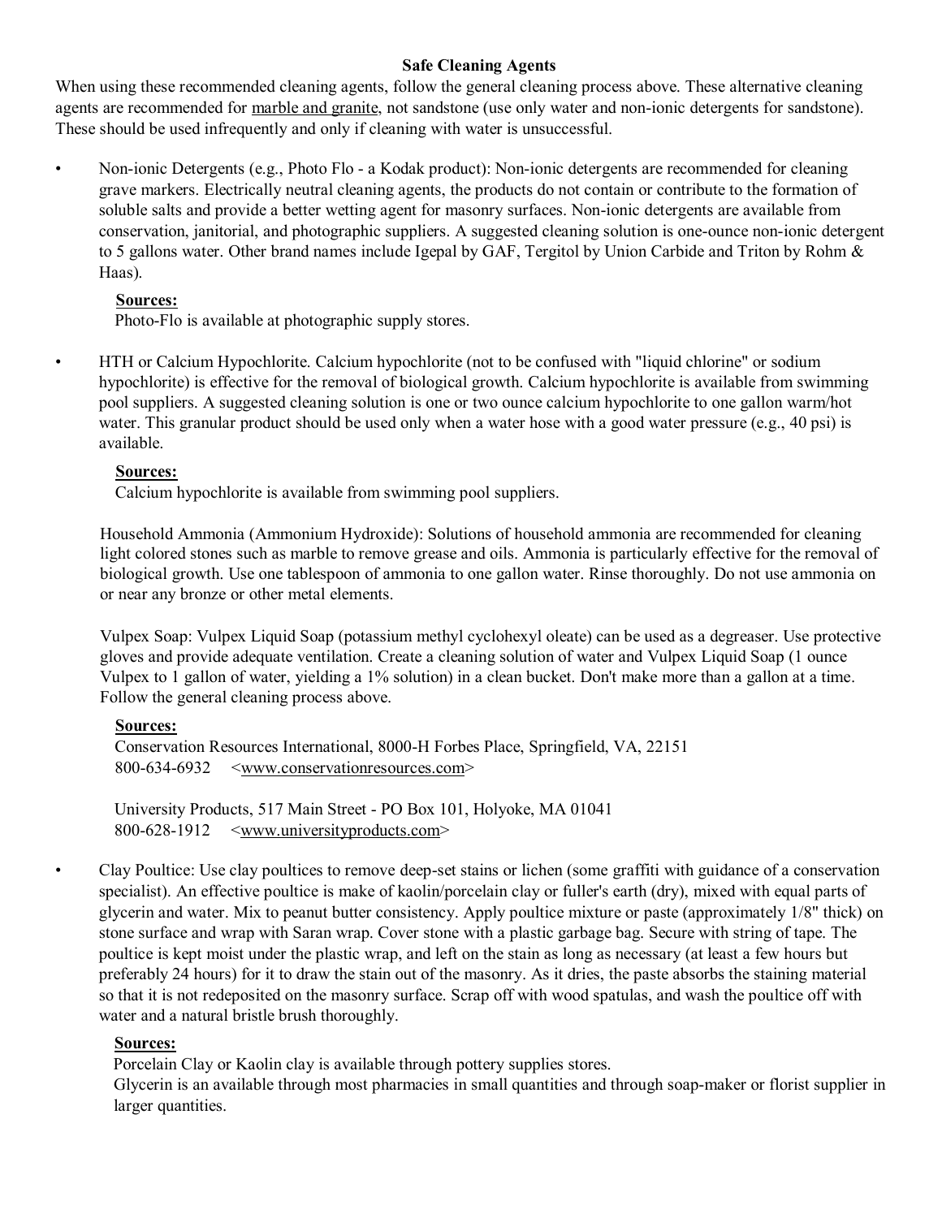**Safe Cleaning Agents**

When using these recommended cleaning agents, follow the general cleaning process above. These alternative cleaning agents are recommended for marble and granite, not sandstone (use only water and non-ionic detergents for sandstone). These should be used infrequently and only if cleaning with water is unsuccessful.

- Non-ionic Detergents (e.g., Photo Flo - a Kodak product): Non-ionic detergents are recommended for cleaning grave markers. Electrically neutral cleaning agents, the products do not contain or contribute to the formation of soluble salts and provide a better wetting agent for masonry surfaces. Non-ionic detergents are available from conservation, janitorial, and photographic suppliers. A suggested cleaning solution is one-ounce non-ionic detergent to 5 gallons water. Other brand names include Igepal by GAF, Tergitol by Union Carbide and Triton by Rohm & Haas).

  **Sources:**
  Photo-Flo is available at photographic supply stores.

- HTH or Calcium Hypochlorite. Calcium hypochlorite (not to be confused with "liquid chlorine" or sodium hypochlorite) is effective for the removal of biological growth. Calcium hypochlorite is available from swimming pool suppliers. A suggested cleaning solution is one or two ounce calcium hypochlorite to one gallon warm/hot water. This granular product should be used only when a water hose with a good water pressure (e.g., 40 psi) is available.

  **Sources:**
  Calcium hypochlorite is available from swimming pool suppliers.

  Household Ammonia (Ammonium Hydroxide): Solutions of household ammonia are recommended for cleaning light colored stones such as marble to remove grease and oils. Ammonia is particularly effective for the removal of biological growth. Use one tablespoon of ammonia to one gallon water. Rinse thoroughly. Do not use ammonia on or near any bronze or other metal elements.

  Vulpex Soap: Vulpex Liquid Soap (potassium methyl cyclohexyl oleate) can be used as a degreaser. Use protective gloves and provide adequate ventilation. Create a cleaning solution of water and Vulpex Liquid Soap (1 ounce Vulpex to 1 gallon of water, yielding a 1% solution) in a clean bucket. Don't make more than a gallon at a time. Follow the general cleaning process above.

  **Sources:**
  Conservation Resources International, 8000-H Forbes Place, Springfield, VA, 22151
  800-634-6932 <www.conservationresources.com>

  University Products, 517 Main Street - PO Box 101, Holyoke, MA 01041
  800-628-1912 <www.universityproducts.com>

- Clay Poultice: Use clay poultices to remove deep-set stains or lichen (some graffiti with guidance of a conservation specialist). An effective poultice is make of kaolin/porcelain clay or fuller's earth (dry), mixed with equal parts of glycerin and water. Mix to peanut butter consistency. Apply poultice mixture or paste (approximately 1/8" thick) on stone surface and wrap with Saran wrap. Cover stone with a plastic garbage bag. Secure with string of tape. The poultice is kept moist under the plastic wrap, and left on the stain as long as necessary (at least a few hours but preferably 24 hours) for it to draw the stain out of the masonry. As it dries, the paste absorbs the staining material so that it is not redeposited on the masonry surface. Scrap off with wood spatulas, and wash the poultice off with water and a natural bristle brush thoroughly.

  **Sources:**
  Porcelain Clay or Kaolin clay is available through pottery supplies stores.
  Glycerin is an available through most pharmacies in small quantities and through soap-maker or florist supplier in larger quantities.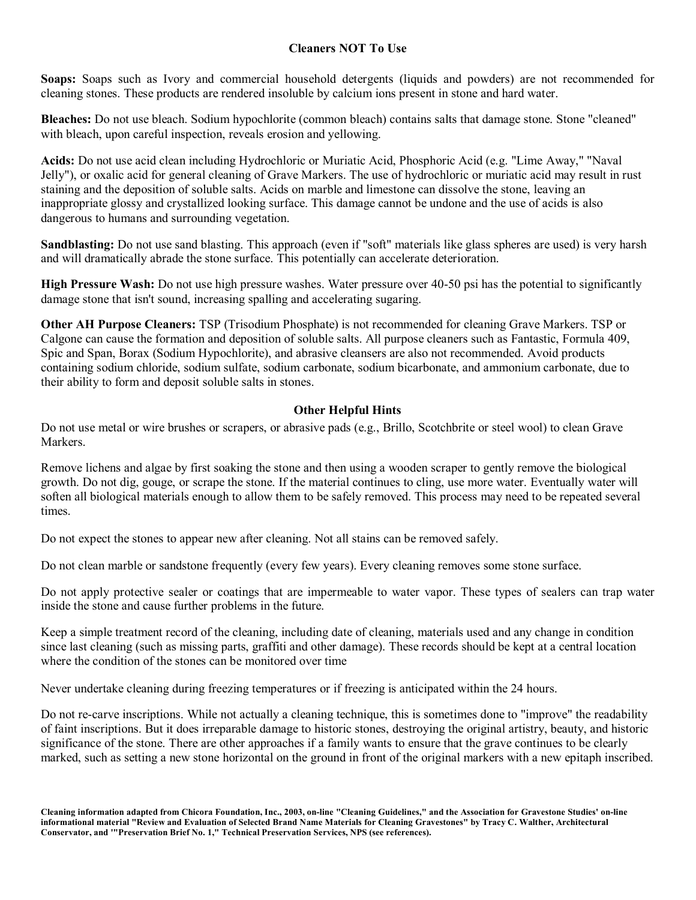## Cleaners NOT To Use

**Soaps:** Soaps such as Ivory and commercial household detergents (liquids and powders) are not recommended for cleaning stones. These products are rendered insoluble by calcium ions present in stone and hard water.

**Bleaches:** Do not use bleach. Sodium hypochlorite (common bleach) contains salts that damage stone. Stone "cleaned" with bleach, upon careful inspection, reveals erosion and yellowing.

**Acids:** Do not use acid clean including Hydrochloric or Muriatic Acid, Phosphoric Acid (e.g. "Lime Away," "Naval Jelly"), or oxalic acid for general cleaning of Grave Markers. The use of hydrochloric or muriatic acid may result in rust staining and the deposition of soluble salts. Acids on marble and limestone can dissolve the stone, leaving an inappropriate glossy and crystallized looking surface. This damage cannot be undone and the use of acids is also dangerous to humans and surrounding vegetation.

**Sandblasting:** Do not use sand blasting. This approach (even if "soft" materials like glass spheres are used) is very harsh and will dramatically abrade the stone surface. This potentially can accelerate deterioration.

**High Pressure Wash:** Do not use high pressure washes. Water pressure over 40-50 psi has the potential to significantly damage stone that isn't sound, increasing spalling and accelerating sugaring.

**Other AH Purpose Cleaners:** TSP (Trisodium Phosphate) is not recommended for cleaning Grave Markers. TSP or Calgone can cause the formation and deposition of soluble salts. All purpose cleaners such as Fantastic, Formula 409, Spic and Span, Borax (Sodium Hypochlorite), and abrasive cleansers are also not recommended. Avoid products containing sodium chloride, sodium sulfate, sodium carbonate, sodium bicarbonate, and ammonium carbonate, due to their ability to form and deposit soluble salts in stones.

## Other Helpful Hints

Do not use metal or wire brushes or scrapers, or abrasive pads (e.g., Brillo, Scotchbrite or steel wool) to clean Grave Markers.

Remove lichens and algae by first soaking the stone and then using a wooden scraper to gently remove the biological growth. Do not dig, gouge, or scrape the stone. If the material continues to cling, use more water. Eventually water will soften all biological materials enough to allow them to be safely removed. This process may need to be repeated several times.

Do not expect the stones to appear new after cleaning. Not all stains can be removed safely.

Do not clean marble or sandstone frequently (every few years). Every cleaning removes some stone surface.

Do not apply protective sealer or coatings that are impermeable to water vapor. These types of sealers can trap water inside the stone and cause further problems in the future.

Keep a simple treatment record of the cleaning, including date of cleaning, materials used and any change in condition since last cleaning (such as missing parts, graffiti and other damage). These records should be kept at a central location where the condition of the stones can be monitored over time

Never undertake cleaning during freezing temperatures or if freezing is anticipated within the 24 hours.

Do not re-carve inscriptions. While not actually a cleaning technique, this is sometimes done to "improve" the readability of faint inscriptions. But it does irreparable damage to historic stones, destroying the original artistry, beauty, and historic significance of the stone. There are other approaches if a family wants to ensure that the grave continues to be clearly marked, such as setting a new stone horizontal on the ground in front of the original markers with a new epitaph inscribed.

**Cleaning information adapted from Chicora Foundation, Inc., 2003, on-line "Cleaning Guidelines," and the Association for Gravestone Studies' on-line informational material "Review and Evaluation of Selected Brand Name Materials for Cleaning Gravestones" by Tracy C. Walther, Architectural Conservator, and '"Preservation Brief No. 1," Technical Preservation Services, NPS (see references).**